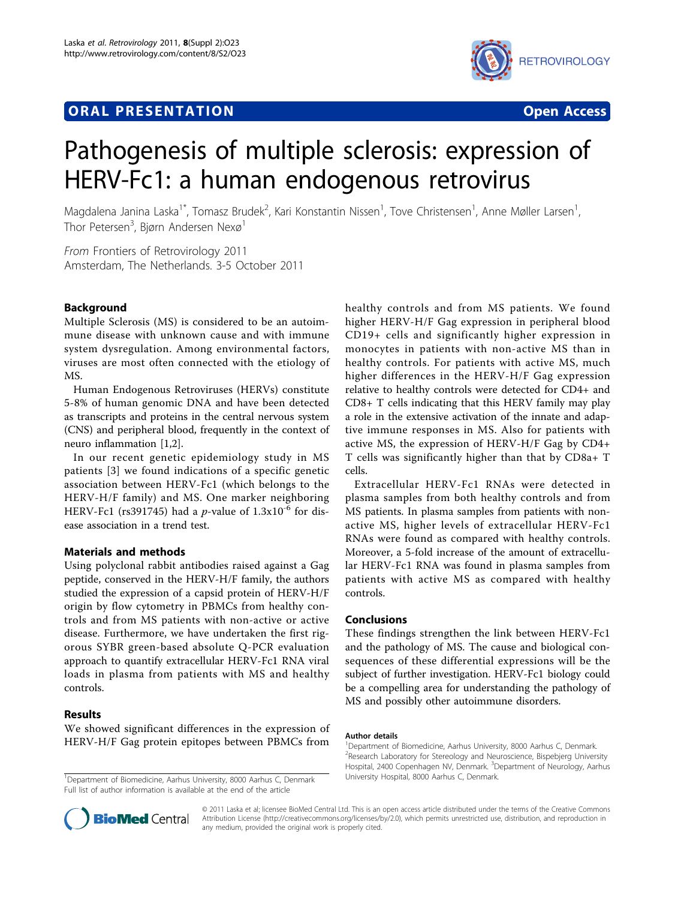**ORAL PRESENTATION** **Open Access**

# Pathogenesis of multiple sclerosis: expression of HERV-Fc1: a human endogenous retrovirus

Magdalena Janina Laska[1*], Tomasz Brudek[2], Kari Konstantin Nissen[1], Tove Christensen[1], Anne Møller Larsen[1], Thor Petersen[3], Bjørn Andersen Nexø[1]

*From* Frontiers of Retrovirology 2011
Amsterdam, The Netherlands. 3-5 October 2011

## Background

Multiple Sclerosis (MS) is considered to be an autoimmune disease with unknown cause and with immune system dysregulation. Among environmental factors, viruses are most often connected with the etiology of MS.

Human Endogenous Retroviruses (HERVs) constitute 5-8% of human genomic DNA and have been detected as transcripts and proteins in the central nervous system (CNS) and peripheral blood, frequently in the context of neuro inflammation [1,2].

In our recent genetic epidemiology study in MS patients [3] we found indications of a specific genetic association between HERV-Fc1 (which belongs to the HERV-H/F family) and MS. One marker neighboring HERV-Fc1 (rs391745) had a $p$-value of $1.3 \times 10^{-6}$ for disease association in a trend test.

## Materials and methods

Using polyclonal rabbit antibodies raised against a Gag peptide, conserved in the HERV-H/F family, the authors studied the expression of a capsid protein of HERV-H/F origin by flow cytometry in PBMCs from healthy controls and from MS patients with non-active or active disease. Furthermore, we have undertaken the first rigorous SYBR green-based absolute Q-PCR evaluation approach to quantify extracellular HERV-Fc1 RNA viral loads in plasma from patients with MS and healthy controls.

## Results

We showed significant differences in the expression of HERV-H/F Gag protein epitopes between PBMCs from healthy controls and from MS patients. We found higher HERV-H/F Gag expression in peripheral blood CD19+ cells and significantly higher expression in monocytes in patients with non-active MS than in healthy controls. For patients with active MS, much higher differences in the HERV-H/F Gag expression relative to healthy controls were detected for CD4+ and CD8+ T cells indicating that this HERV family may play a role in the extensive activation of the innate and adaptive immune responses in MS. Also for patients with active MS, the expression of HERV-H/F Gag by CD4+ T cells was significantly higher than that by CD8a+ T cells.

Extracellular HERV-Fc1 RNAs were detected in plasma samples from both healthy controls and from MS patients. In plasma samples from patients with non-active MS, higher levels of extracellular HERV-Fc1 RNAs were found as compared with healthy controls. Moreover, a 5-fold increase of the amount of extracellular HERV-Fc1 RNA was found in plasma samples from patients with active MS as compared with healthy controls.

## Conclusions

These findings strengthen the link between HERV-Fc1 and the pathology of MS. The cause and biological consequences of these differential expressions will be the subject of further investigation. HERV-Fc1 biology could be a compelling area for understanding the pathology of MS and possibly other autoimmune disorders.

**Author details**

[1]Department of Biomedicine, Aarhus University, 8000 Aarhus C, Denmark. [2]Research Laboratory for Stereology and Neuroscience, Bispebjerg University Hospital, 2400 Copenhagen NV, Denmark. [3]Department of Neurology, Aarhus University Hospital, 8000 Aarhus C, Denmark.

[1]Department of Biomedicine, Aarhus University, 8000 Aarhus C, Denmark
Full list of author information is available at the end of the article

© 2011 Laska et al; licensee BioMed Central Ltd. This is an open access article distributed under the terms of the Creative Commons Attribution License (http://creativecommons.org/licenses/by/2.0), which permits unrestricted use, distribution, and reproduction in any medium, provided the original work is properly cited.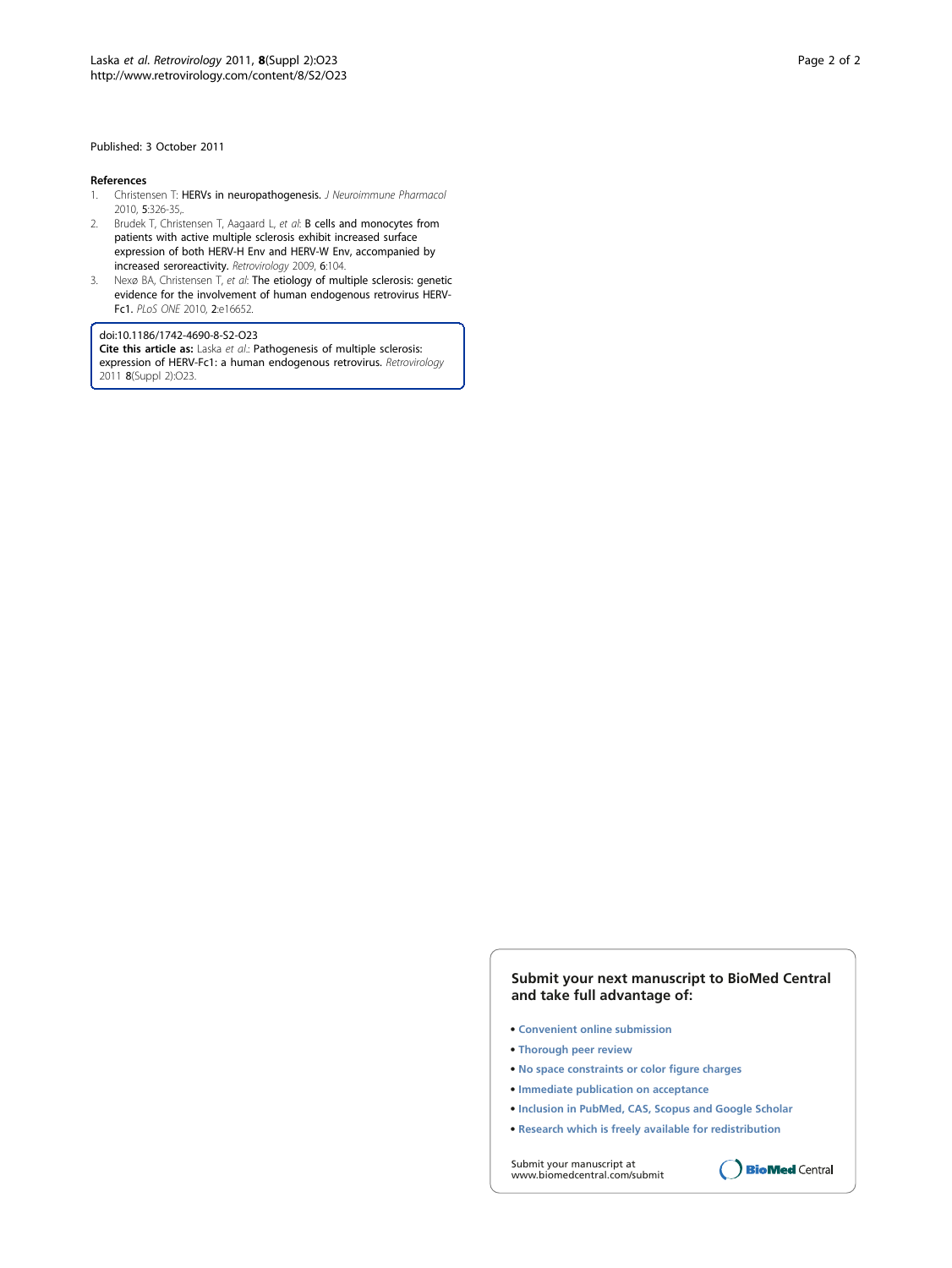Published: 3 October 2011

**References**

1. Christensen T: **HERVs in neuropathogenesis.** *J Neuroimmune Pharmacol* 2010, **5**:326-35,.
2. Brudek T, Christensen T, Aagaard L, *et al*: **B cells and monocytes from patients with active multiple sclerosis exhibit increased surface expression of both HERV-H Env and HERV-W Env, accompanied by increased seroreactivity.** *Retrovirology* 2009, **6**:104.
3. Nexø BA, Christensen T, *et al*: **The etiology of multiple sclerosis: genetic evidence for the involvement of human endogenous retrovirus HERV-Fc1.** *PLoS ONE* 2010, **2**:e16652.

doi:10.1186/1742-4690-8-S2-O23
**Cite this article as:** Laska *et al.*: Pathogenesis of multiple sclerosis: expression of HERV-Fc1: a human endogenous retrovirus. *Retrovirology* 2011 **8**(Suppl 2):O23.

**Submit your next manuscript to BioMed Central and take full advantage of:**

- **Convenient online submission**
- **Thorough peer review**
- **No space constraints or color figure charges**
- **Immediate publication on acceptance**
- **Inclusion in PubMed, CAS, Scopus and Google Scholar**
- **Research which is freely available for redistribution**

Submit your manuscript at
www.biomedcentral.com/submit

BioMed Central